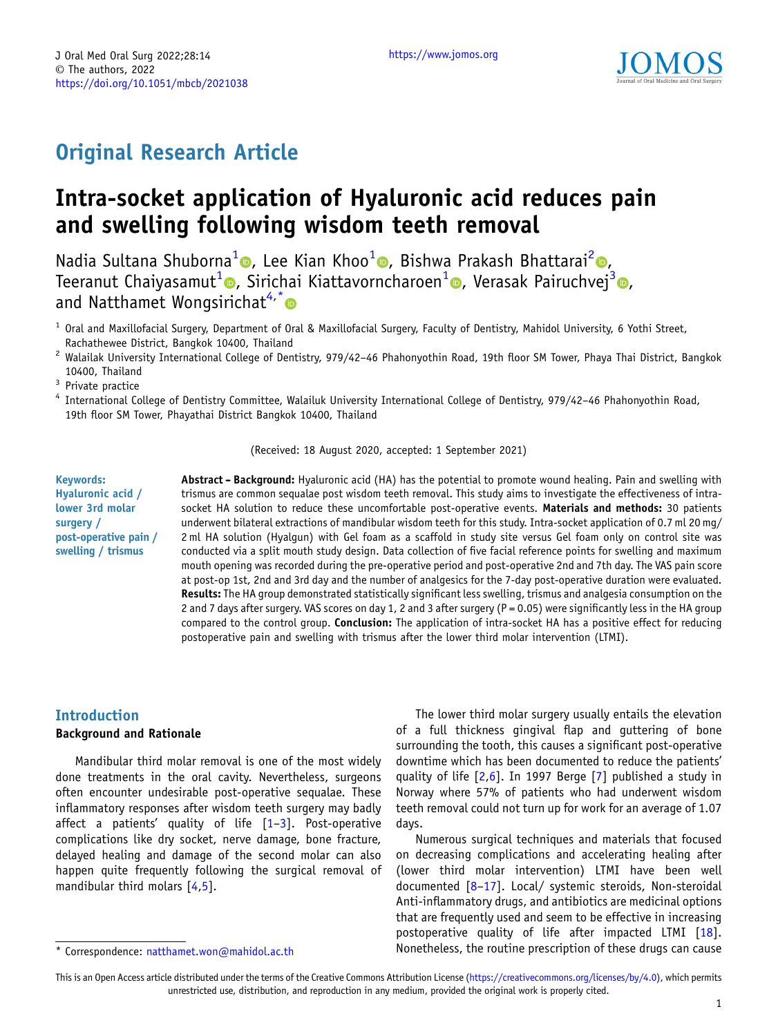## Original Research Article

# Intra-socket application of Hyaluronic acid reduces pain and swelling following wisdom teeth removal

Nadia Sultana Shuborna[1], Lee Kian Khoo[1], Bishwa Prakash Bhattarai[2], Teeranut Chaiyasamut[1], Sirichai Kiattavorncharoen[1], Verasak Pairuchvej[3], and Natthamet Wongsirichat[4,*]

[1] Oral and Maxillofacial Surgery, Department of Oral & Maxillofacial Surgery, Faculty of Dentistry, Mahidol University, 6 Yothi Street, Rachathewee District, Bangkok 10400, Thailand

[2] Walailak University International College of Dentistry, 979/42–46 Phahonyothin Road, 19th floor SM Tower, Phaya Thai District, Bangkok 10400, Thailand

[3] Private practice

[4] International College of Dentistry Committee, Walailuk University International College of Dentistry, 979/42–46 Phahonyothin Road, 19th floor SM Tower, Phayathai District Bangkok 10400, Thailand

(Received: 18 August 2020, accepted: 1 September 2021)

**Keywords:** Hyaluronic acid / lower 3rd molar surgery / post-operative pain / swelling / trismus

**Abstract – Background:** Hyaluronic acid (HA) has the potential to promote wound healing. Pain and swelling with trismus are common sequalae post wisdom teeth removal. This study aims to investigate the effectiveness of intra-socket HA solution to reduce these uncomfortable post-operative events. **Materials and methods:** 30 patients underwent bilateral extractions of mandibular wisdom teeth for this study. Intra-socket application of 0.7 ml 20 mg/2 ml HA solution (Hyalgun) with Gel foam as a scaffold in study site versus Gel foam only on control site was conducted via a split mouth study design. Data collection of five facial reference points for swelling and maximum mouth opening was recorded during the pre-operative period and post-operative 2nd and 7th day. The VAS pain score at post-op 1st, 2nd and 3rd day and the number of analgesics for the 7-day post-operative duration were evaluated. **Results:** The HA group demonstrated statistically significant less swelling, trismus and analgesia consumption on the 2 and 7 days after surgery. VAS scores on day 1, 2 and 3 after surgery ($P = 0.05$) were significantly less in the HA group compared to the control group. **Conclusion:** The application of intra-socket HA has a positive effect for reducing postoperative pain and swelling with trismus after the lower third molar intervention (LTMI).

## Introduction

### Background and Rationale

Mandibular third molar removal is one of the most widely done treatments in the oral cavity. Nevertheless, surgeons often encounter undesirable post-operative sequalae. These inflammatory responses after wisdom teeth surgery may badly affect a patients' quality of life [1–3]. Post-operative complications like dry socket, nerve damage, bone fracture, delayed healing and damage of the second molar can also happen quite frequently following the surgical removal of mandibular third molars [4,5].

The lower third molar surgery usually entails the elevation of a full thickness gingival flap and guttering of bone surrounding the tooth, this causes a significant post-operative downtime which has been documented to reduce the patients' quality of life [2,6]. In 1997 Berge [7] published a study in Norway where 57% of patients who had underwent wisdom teeth removal could not turn up for work for an average of 1.07 days.

Numerous surgical techniques and materials that focused on decreasing complications and accelerating healing after (lower third molar intervention) LTMI have been well documented [8–17]. Local/ systemic steroids, Non-steroidal Anti-inflammatory drugs, and antibiotics are medicinal options that are frequently used and seem to be effective in increasing postoperative quality of life after impacted LTMI [18]. Nonetheless, the routine prescription of these drugs can cause

* Correspondence: natthamet.won@mahidol.ac.th

This is an Open Access article distributed under the terms of the Creative Commons Attribution License (https://creativecommons.org/licenses/by/4.0), which permits unrestricted use, distribution, and reproduction in any medium, provided the original work is properly cited.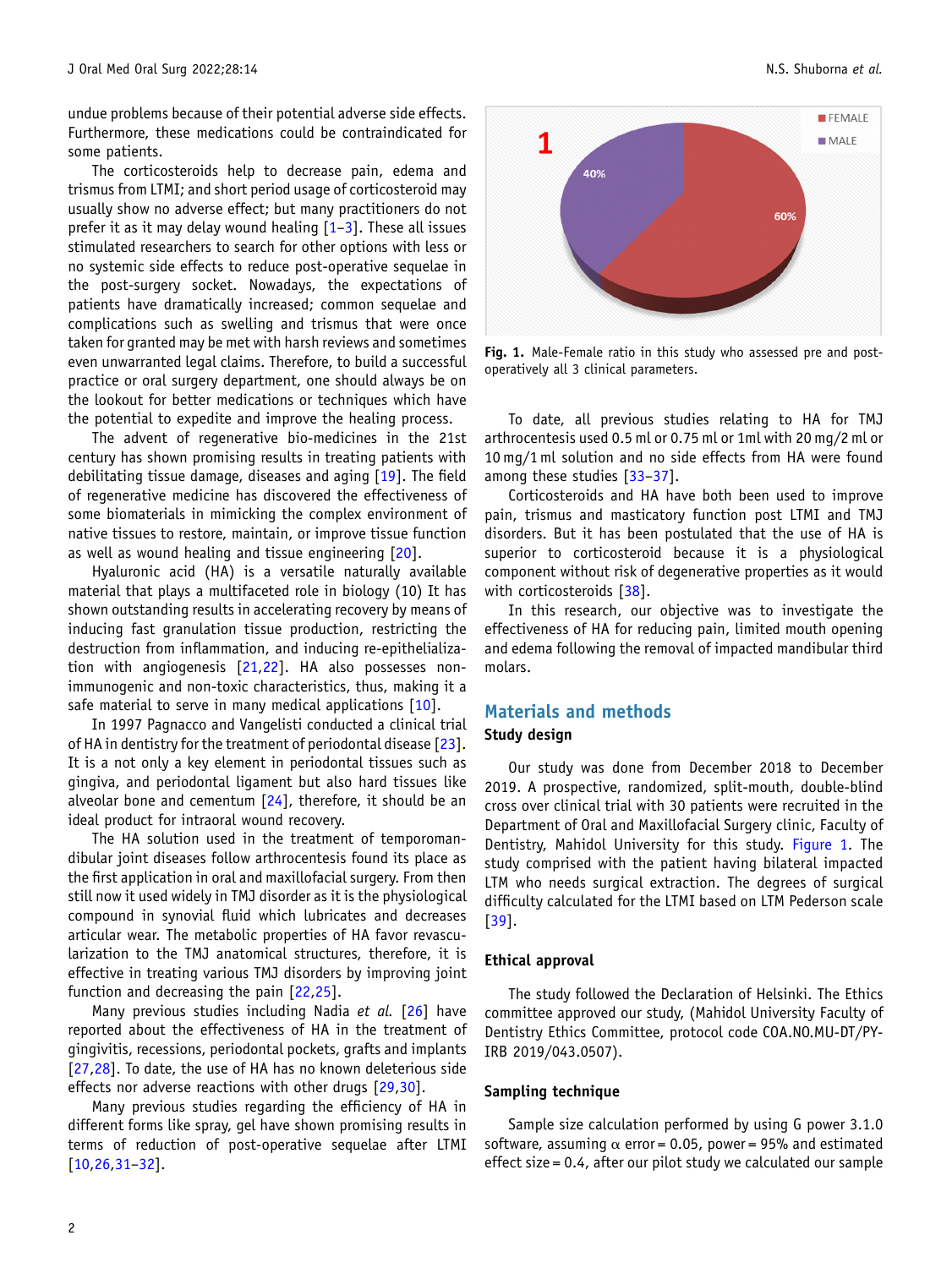undue problems because of their potential adverse side effects. Furthermore, these medications could be contraindicated for some patients.

The corticosteroids help to decrease pain, edema and trismus from LTMI; and short period usage of corticosteroid may usually show no adverse effect; but many practitioners do not prefer it as it may delay wound healing [1–3]. These all issues stimulated researchers to search for other options with less or no systemic side effects to reduce post-operative sequelae in the post-surgery socket. Nowadays, the expectations of patients have dramatically increased; common sequelae and complications such as swelling and trismus that were once taken for granted may be met with harsh reviews and sometimes even unwarranted legal claims. Therefore, to build a successful practice or oral surgery department, one should always be on the lookout for better medications or techniques which have the potential to expedite and improve the healing process.

The advent of regenerative bio-medicines in the 21st century has shown promising results in treating patients with debilitating tissue damage, diseases and aging [19]. The field of regenerative medicine has discovered the effectiveness of some biomaterials in mimicking the complex environment of native tissues to restore, maintain, or improve tissue function as well as wound healing and tissue engineering [20].

Hyaluronic acid (HA) is a versatile naturally available material that plays a multifaceted role in biology (10) It has shown outstanding results in accelerating recovery by means of inducing fast granulation tissue production, restricting the destruction from inflammation, and inducing re-epithelialization with angiogenesis [21,22]. HA also possesses non-immunogenic and non-toxic characteristics, thus, making it a safe material to serve in many medical applications [10].

In 1997 Pagnacco and Vangelisti conducted a clinical trial of HA in dentistry for the treatment of periodontal disease [23]. It is a not only a key element in periodontal tissues such as gingiva, and periodontal ligament but also hard tissues like alveolar bone and cementum [24], therefore, it should be an ideal product for intraoral wound recovery.

The HA solution used in the treatment of temporomandibular joint diseases follow arthrocentesis found its place as the first application in oral and maxillofacial surgery. From then still now it used widely in TMJ disorder as it is the physiological compound in synovial fluid which lubricates and decreases articular wear. The metabolic properties of HA favor revascularization to the TMJ anatomical structures, therefore, it is effective in treating various TMJ disorders by improving joint function and decreasing the pain [22,25].

Many previous studies including Nadia *et al.* [26] have reported about the effectiveness of HA in the treatment of gingivitis, recessions, periodontal pockets, grafts and implants [27,28]. To date, the use of HA has no known deleterious side effects nor adverse reactions with other drugs [29,30].

Many previous studies regarding the efficiency of HA in different forms like spray, gel have shown promising results in terms of reduction of post-operative sequelae after LTMI [10,26,31–32].

1

FEMALE

MALE

40%

60%

**Fig. 1.** Male-Female ratio in this study who assessed pre and post-operatively all 3 clinical parameters.

To date, all previous studies relating to HA for TMJ arthrocentesis used 0.5 ml or 0.75 ml or 1ml with 20 mg/2 ml or 10 mg/1 ml solution and no side effects from HA were found among these studies [33–37].

Corticosteroids and HA have both been used to improve pain, trismus and masticatory function post LTMI and TMJ disorders. But it has been postulated that the use of HA is superior to corticosteroid because it is a physiological component without risk of degenerative properties as it would with corticosteroids [38].

In this research, our objective was to investigate the effectiveness of HA for reducing pain, limited mouth opening and edema following the removal of impacted mandibular third molars.

## Materials and methods

### Study design

Our study was done from December 2018 to December 2019. A prospective, randomized, split-mouth, double-blind cross over clinical trial with 30 patients were recruited in the Department of Oral and Maxillofacial Surgery clinic, Faculty of Dentistry, Mahidol University for this study. Figure 1. The study comprised with the patient having bilateral impacted LTM who needs surgical extraction. The degrees of surgical difficulty calculated for the LTMI based on LTM Pederson scale [39].

### Ethical approval

The study followed the Declaration of Helsinki. The Ethics committee approved our study, (Mahidol University Faculty of Dentistry Ethics Committee, protocol code COA.NO.MU-DT/PY-IRB 2019/043.0507).

### Sampling technique

Sample size calculation performed by using G power 3.1.0 software, assuming $\alpha$ error = 0.05, power = 95% and estimated effect size = 0.4, after our pilot study we calculated our sample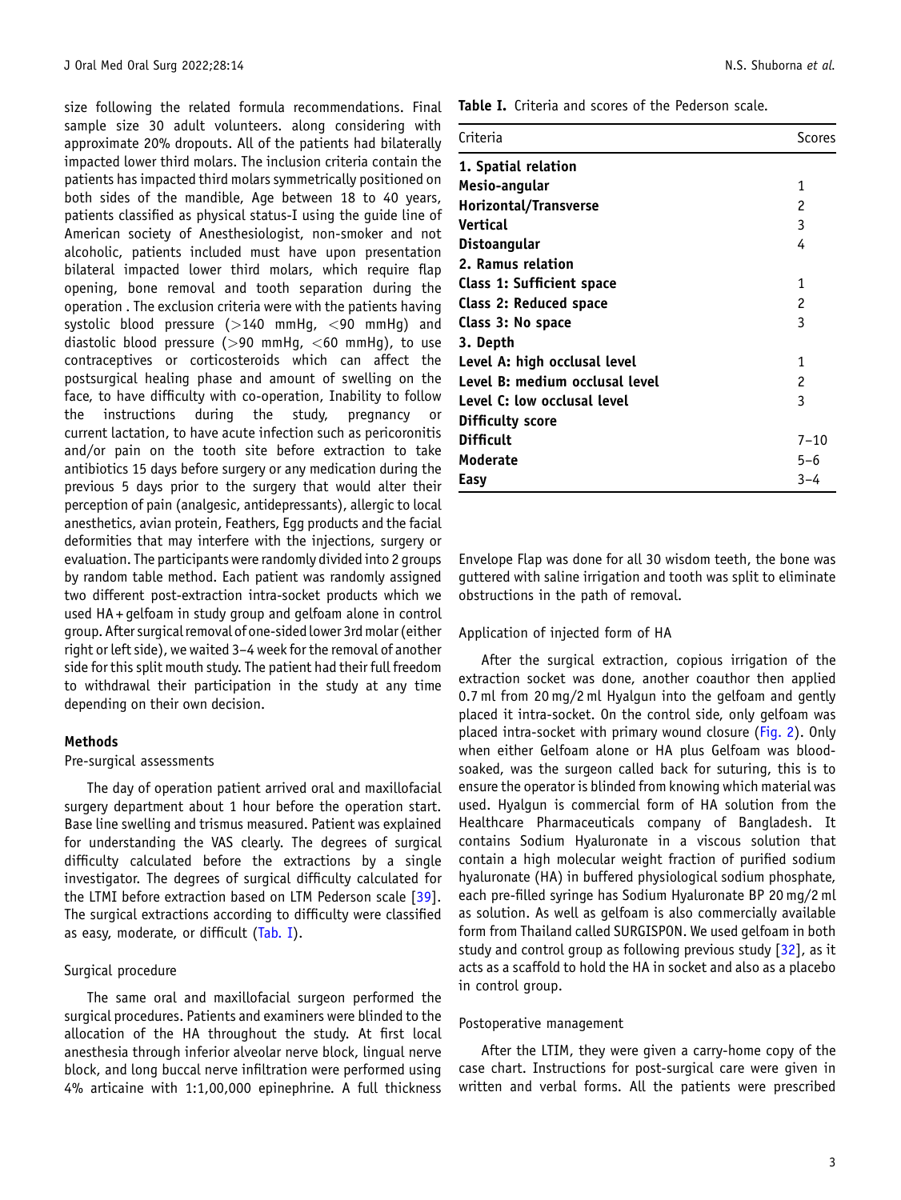size following the related formula recommendations. Final sample size 30 adult volunteers. along considering with approximate 20% dropouts. All of the patients had bilaterally impacted lower third molars. The inclusion criteria contain the patients has impacted third molars symmetrically positioned on both sides of the mandible, Age between 18 to 40 years, patients classified as physical status-I using the guide line of American society of Anesthesiologist, non-smoker and not alcoholic, patients included must have upon presentation bilateral impacted lower third molars, which require flap opening, bone removal and tooth separation during the operation . The exclusion criteria were with the patients having systolic blood pressure (>140 mmHg, <90 mmHg) and diastolic blood pressure (>90 mmHg, <60 mmHg), to use contraceptives or corticosteroids which can affect the postsurgical healing phase and amount of swelling on the face, to have difficulty with co-operation, Inability to follow the instructions during the study, pregnancy or current lactation, to have acute infection such as pericoronitis and/or pain on the tooth site before extraction to take antibiotics 15 days before surgery or any medication during the previous 5 days prior to the surgery that would alter their perception of pain (analgesic, antidepressants), allergic to local anesthetics, avian protein, Feathers, Egg products and the facial deformities that may interfere with the injections, surgery or evaluation. The participants were randomly divided into 2 groups by random table method. Each patient was randomly assigned two different post-extraction intra-socket products which we used HA + gelfoam in study group and gelfoam alone in control group. After surgical removal of one-sided lower 3rd molar (either right or left side), we waited 3–4 week for the removal of another side for this split mouth study. The patient had their full freedom to withdrawal their participation in the study at any time depending on their own decision.

## Methods

### Pre-surgical assessments

The day of operation patient arrived oral and maxillofacial surgery department about 1 hour before the operation start. Base line swelling and trismus measured. Patient was explained for understanding the VAS clearly. The degrees of surgical difficulty calculated before the extractions by a single investigator. The degrees of surgical difficulty calculated for the LTMI before extraction based on LTM Pederson scale [39]. The surgical extractions according to difficulty were classified as easy, moderate, or difficult (Tab. I).

**Table I.** Criteria and scores of the Pederson scale.

| Criteria | Scores |
|---|---|
| **1. Spatial relation** | |
| **Mesio-angular** | 1 |
| **Horizontal/Transverse** | 2 |
| **Vertical** | 3 |
| **Distoangular** | 4 |
| **2. Ramus relation** | |
| **Class 1: Sufficient space** | 1 |
| **Class 2: Reduced space** | 2 |
| **Class 3: No space** | 3 |
| **3. Depth** | |
| **Level A: high occlusal level** | 1 |
| **Level B: medium occlusal level** | 2 |
| **Level C: low occlusal level** | 3 |
| **Difficulty score** | |
| **Difficult** | 7–10 |
| **Moderate** | 5–6 |
| **Easy** | 3–4 |

### Surgical procedure

The same oral and maxillofacial surgeon performed the surgical procedures. Patients and examiners were blinded to the allocation of the HA throughout the study. At first local anesthesia through inferior alveolar nerve block, lingual nerve block, and long buccal nerve infiltration were performed using 4% articaine with 1:1,00,000 epinephrine. A full thickness Envelope Flap was done for all 30 wisdom teeth, the bone was guttered with saline irrigation and tooth was split to eliminate obstructions in the path of removal.

### Application of injected form of HA

After the surgical extraction, copious irrigation of the extraction socket was done, another coauthor then applied 0.7 ml from 20 mg/2 ml Hyalgun into the gelfoam and gently placed it intra-socket. On the control side, only gelfoam was placed intra-socket with primary wound closure (Fig. 2). Only when either Gelfoam alone or HA plus Gelfoam was blood-soaked, was the surgeon called back for suturing, this is to ensure the operator is blinded from knowing which material was used. Hyalgun is commercial form of HA solution from the Healthcare Pharmaceuticals company of Bangladesh. It contains Sodium Hyaluronate in a viscous solution that contain a high molecular weight fraction of purified sodium hyaluronate (HA) in buffered physiological sodium phosphate, each pre-filled syringe has Sodium Hyaluronate BP 20 mg/2 ml as solution. As well as gelfoam is also commercially available form from Thailand called SURGISPON. We used gelfoam in both study and control group as following previous study [32], as it acts as a scaffold to hold the HA in socket and also as a placebo in control group.

### Postoperative management

After the LTIM, they were given a carry-home copy of the case chart. Instructions for post-surgical care were given in written and verbal forms. All the patients were prescribed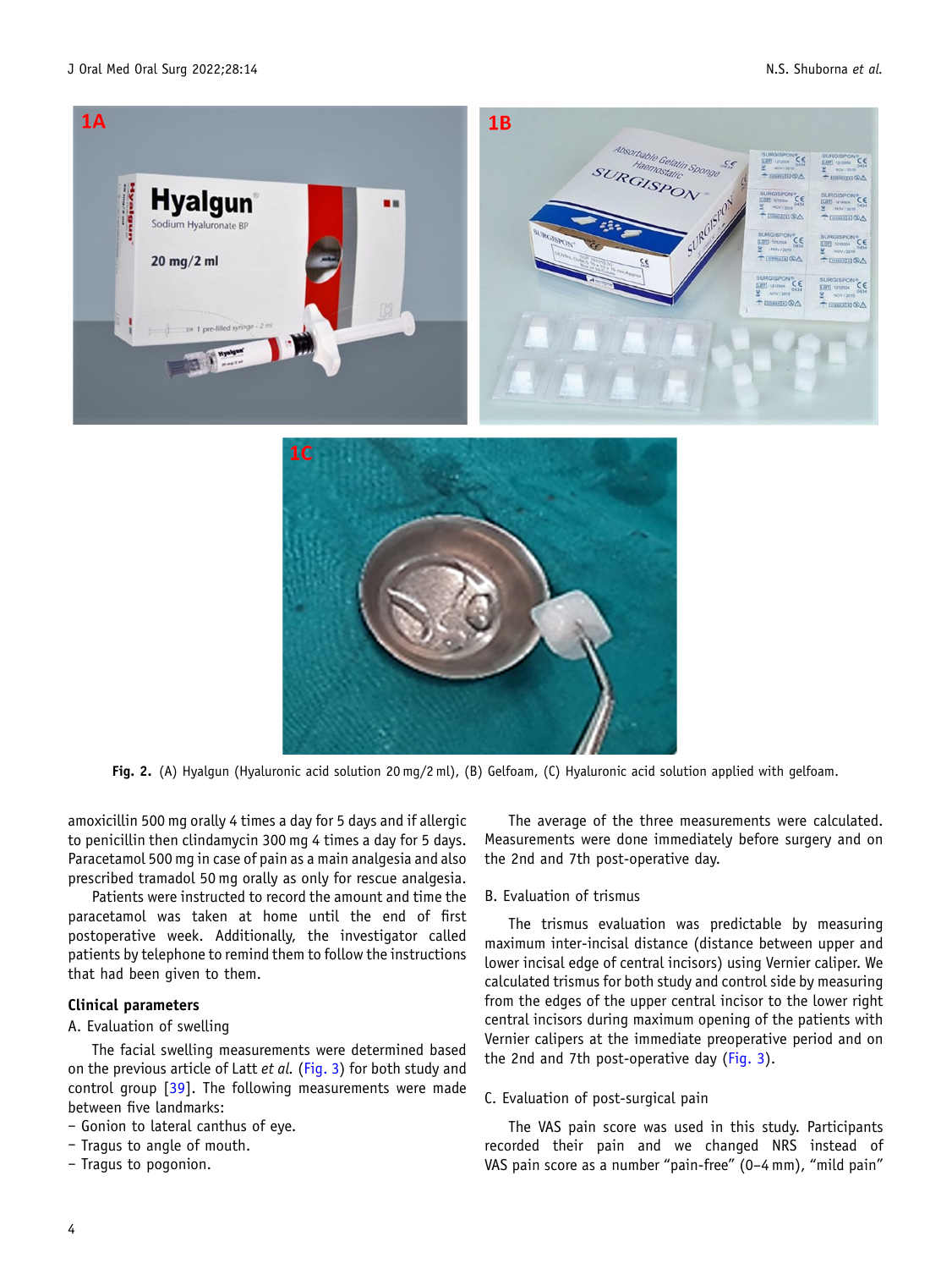Fig. 2. (A) Hyalgun (Hyaluronic acid solution 20 mg/2 ml), (B) Gelfoam, (C) Hyaluronic acid solution applied with gelfoam.

amoxicillin 500 mg orally 4 times a day for 5 days and if allergic to penicillin then clindamycin 300 mg 4 times a day for 5 days. Paracetamol 500 mg in case of pain as a main analgesia and also prescribed tramadol 50 mg orally as only for rescue analgesia.

Patients were instructed to record the amount and time the paracetamol was taken at home until the end of first postoperative week. Additionally, the investigator called patients by telephone to remind them to follow the instructions that had been given to them.

### Clinical parameters

A. Evaluation of swelling

The facial swelling measurements were determined based on the previous article of Latt *et al.* (Fig. 3) for both study and control group [39]. The following measurements were made between five landmarks:

- Gonion to lateral canthus of eye.
- Tragus to angle of mouth.
- Tragus to pogonion.

The average of the three measurements were calculated. Measurements were done immediately before surgery and on the 2nd and 7th post-operative day.

B. Evaluation of trismus

The trismus evaluation was predictable by measuring maximum inter-incisal distance (distance between upper and lower incisal edge of central incisors) using Vernier caliper. We calculated trismus for both study and control side by measuring from the edges of the upper central incisor to the lower right central incisors during maximum opening of the patients with Vernier calipers at the immediate preoperative period and on the 2nd and 7th post-operative day (Fig. 3).

C. Evaluation of post-surgical pain

The VAS pain score was used in this study. Participants recorded their pain and we changed NRS instead of VAS pain score as a number "pain-free" (0–4 mm), "mild pain"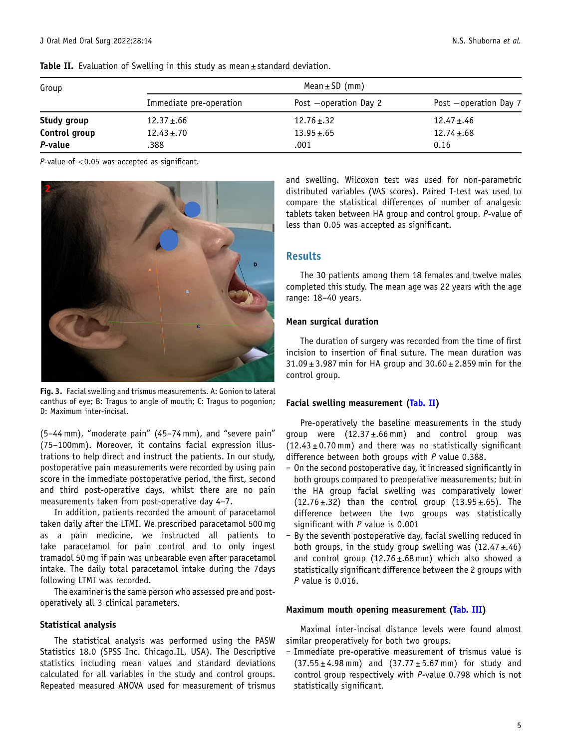**Table II.** Evaluation of Swelling in this study as mean ± standard deviation.

| Group | Mean ± SD (mm) | | |
|---|---|---|---|
| | Immediate pre-operation | Post –operation Day 2 | Post –operation Day 7 |
| **Study group** | 12.37 ±.66 | 12.76 ±.32 | 12.47 ±.46 |
| **Control group** | 12.43 ±.70 | 13.95 ±.65 | 12.74 ±.68 |
| ***P*-value** | .388 | .001 | 0.16 |

*P*-value of <0.05 was accepted as significant.

**Fig. 3.** Facial swelling and trismus measurements. A: Gonion to lateral canthus of eye; B: Tragus to angle of mouth; C: Tragus to pogonion; D: Maximum inter-incisal.

(5–44 mm), "moderate pain" (45–74 mm), and "severe pain" (75–100mm). Moreover, it contains facial expression illustrations to help direct and instruct the patients. In our study, postoperative pain measurements were recorded by using pain score in the immediate postoperative period, the first, second and third post-operative days, whilst there are no pain measurements taken from post-operative day 4–7.

In addition, patients recorded the amount of paracetamol taken daily after the LTMI. We prescribed paracetamol 500 mg as a pain medicine, we instructed all patients to take paracetamol for pain control and to only ingest tramadol 50 mg if pain was unbearable even after paracetamol intake. The daily total paracetamol intake during the 7days following LTMI was recorded.

The examiner is the same person who assessed pre and post-operatively all 3 clinical parameters.

### Statistical analysis

The statistical analysis was performed using the PASW Statistics 18.0 (SPSS Inc. Chicago.IL, USA). The Descriptive statistics including mean values and standard deviations calculated for all variables in the study and control groups. Repeated measured ANOVA used for measurement of trismus and swelling. Wilcoxon test was used for non-parametric distributed variables (VAS scores). Paired T-test was used to compare the statistical differences of number of analgesic tablets taken between HA group and control group. *P*-value of less than 0.05 was accepted as significant.

## Results

The 30 patients among them 18 females and twelve males completed this study. The mean age was 22 years with the age range: 18–40 years.

### Mean surgical duration

The duration of surgery was recorded from the time of first incision to insertion of final suture. The mean duration was 31.09 ± 3.987 min for HA group and 30.60 ± 2.859 min for the control group.

### Facial swelling measurement (Tab. II)

Pre-operatively the baseline measurements in the study group were (12.37 ±.66 mm) and control group was (12.43 ± 0.70 mm) and there was no statistically significant difference between both groups with *P* value 0.388.

- On the second postoperative day, it increased significantly in both groups compared to preoperative measurements; but in the HA group facial swelling was comparatively lower (12.76 ±.32) than the control group (13.95 ±.65). The difference between the two groups was statistically significant with *P* value is 0.001
- By the seventh postoperative day, facial swelling reduced in both groups, in the study group swelling was (12.47 ±.46) and control group (12.76 ±.68 mm) which also showed a statistically significant difference between the 2 groups with *P* value is 0.016.

### Maximum mouth opening measurement (Tab. III)

Maximal inter-incisal distance levels were found almost similar preoperatively for both two groups.

- Immediate pre-operative measurement of trismus value is (37.55 ± 4.98 mm) and (37.77 ± 5.67 mm) for study and control group respectively with *P*-value 0.798 which is not statistically significant.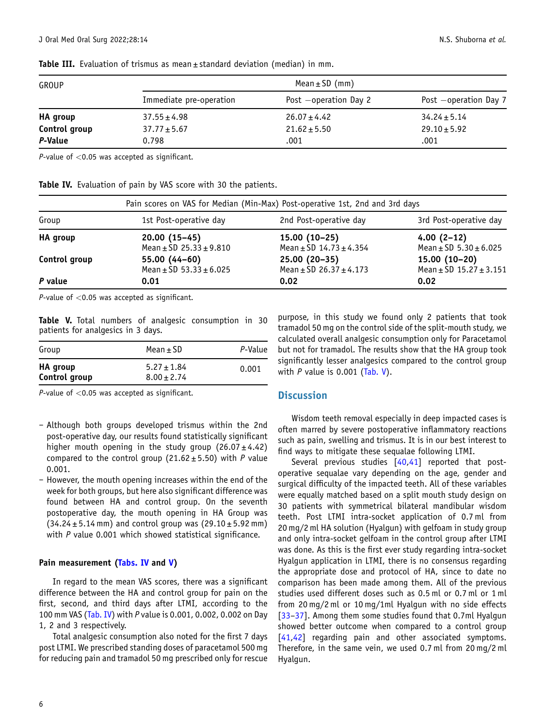**Table III.** Evaluation of trismus as mean ± standard deviation (median) in mm.

| GROUP | Mean ± SD (mm) | | |
|---|---|---|---|
| | Immediate pre-operation | Post –operation Day 2 | Post –operation Day 7 |
| **HA group** | 37.55 ± 4.98 | 26.07 ± 4.42 | 34.24 ± 5.14 |
| **Control group** | 37.77 ± 5.67 | 21.62 ± 5.50 | 29.10 ± 5.92 |
| ***P*-Value** | 0.798 | .001 | .001 |

*P*-value of <0.05 was accepted as significant.

**Table IV.** Evaluation of pain by VAS score with 30 the patients.

| Pain scores on VAS for Median (Min-Max) Post-operative 1st, 2nd and 3rd days | | | |
|---|---|---|---|
| Group | 1st Post-operative day | 2nd Post-operative day | 3rd Post-operative day |
| **HA group** | **20.00 (15–45)** Mean ± SD 25.33 ± 9.810 | **15.00 (10–25)** Mean ± SD 14.73 ± 4.354 | **4.00 (2–12)** Mean ± SD 5.30 ± 6.025 |
| **Control group** | **55.00 (44–60)** Mean ± SD 53.33 ± 6.025 | **25.00 (20–35)** Mean ± SD 26.37 ± 4.173 | **15.00 (10–20)** Mean ± SD 15.27 ± 3.151 |
| ***P* value** | **0.01** | **0.02** | **0.02** |

*P*-value of <0.05 was accepted as significant.

**Table V.** Total numbers of analgesic consumption in 30 patients for analgesics in 3 days.

| Group | Mean ± SD | *P*-Value |
|---|---|---|
| **HA group** | 5.27 ± 1.84 | 0.001 |
| **Control group** | 8.00 ± 2.74 | |

*P*-value of <0.05 was accepted as significant.

- Although both groups developed trismus within the 2nd post-operative day, our results found statistically significant higher mouth opening in the study group (26.07 ± 4.42) compared to the control group (21.62 ± 5.50) with *P* value 0.001.
- However, the mouth opening increases within the end of the week for both groups, but here also significant difference was found between HA and control group. On the seventh postoperative day, the mouth opening in HA Group was (34.24 ± 5.14 mm) and control group was (29.10 ± 5.92 mm) with *P* value 0.001 which showed statistical significance.

#### Pain measurement (Tabs. IV and V)

In regard to the mean VAS scores, there was a significant difference between the HA and control group for pain on the first, second, and third days after LTMI, according to the 100 mm VAS (Tab. IV) with *P* value is 0.001, 0.002, 0.002 on Day 1, 2 and 3 respectively.

Total analgesic consumption also noted for the first 7 days post LTMI. We prescribed standing doses of paracetamol 500 mg for reducing pain and tramadol 50 mg prescribed only for rescue purpose, in this study we found only 2 patients that took tramadol 50 mg on the control side of the split-mouth study, we calculated overall analgesic consumption only for Paracetamol but not for tramadol. The results show that the HA group took significantly lesser analgesics compared to the control group with *P* value is 0.001 (Tab. V).

## Discussion

Wisdom teeth removal especially in deep impacted cases is often marred by severe postoperative inflammatory reactions such as pain, swelling and trismus. It is in our best interest to find ways to mitigate these sequalae following LTMI.

Several previous studies [40,41] reported that post-operative sequalae vary depending on the age, gender and surgical difficulty of the impacted teeth. All of these variables were equally matched based on a split mouth study design on 30 patients with symmetrical bilateral mandibular wisdom teeth. Post LTMI intra-socket application of 0.7 ml from 20 mg/2 ml HA solution (Hyalgun) with gelfoam in study group and only intra-socket gelfoam in the control group after LTMI was done. As this is the first ever study regarding intra-socket Hyalgun application in LTMI, there is no consensus regarding the appropriate dose and protocol of HA, since to date no comparison has been made among them. All of the previous studies used different doses such as 0.5 ml or 0.7 ml or 1 ml from 20 mg/2 ml or 10 mg/1ml Hyalgun with no side effects [33–37]. Among them some studies found that 0.7ml Hyalgun showed better outcome when compared to a control group [41,42] regarding pain and other associated symptoms. Therefore, in the same vein, we used 0.7 ml from 20 mg/2 ml Hyalgun.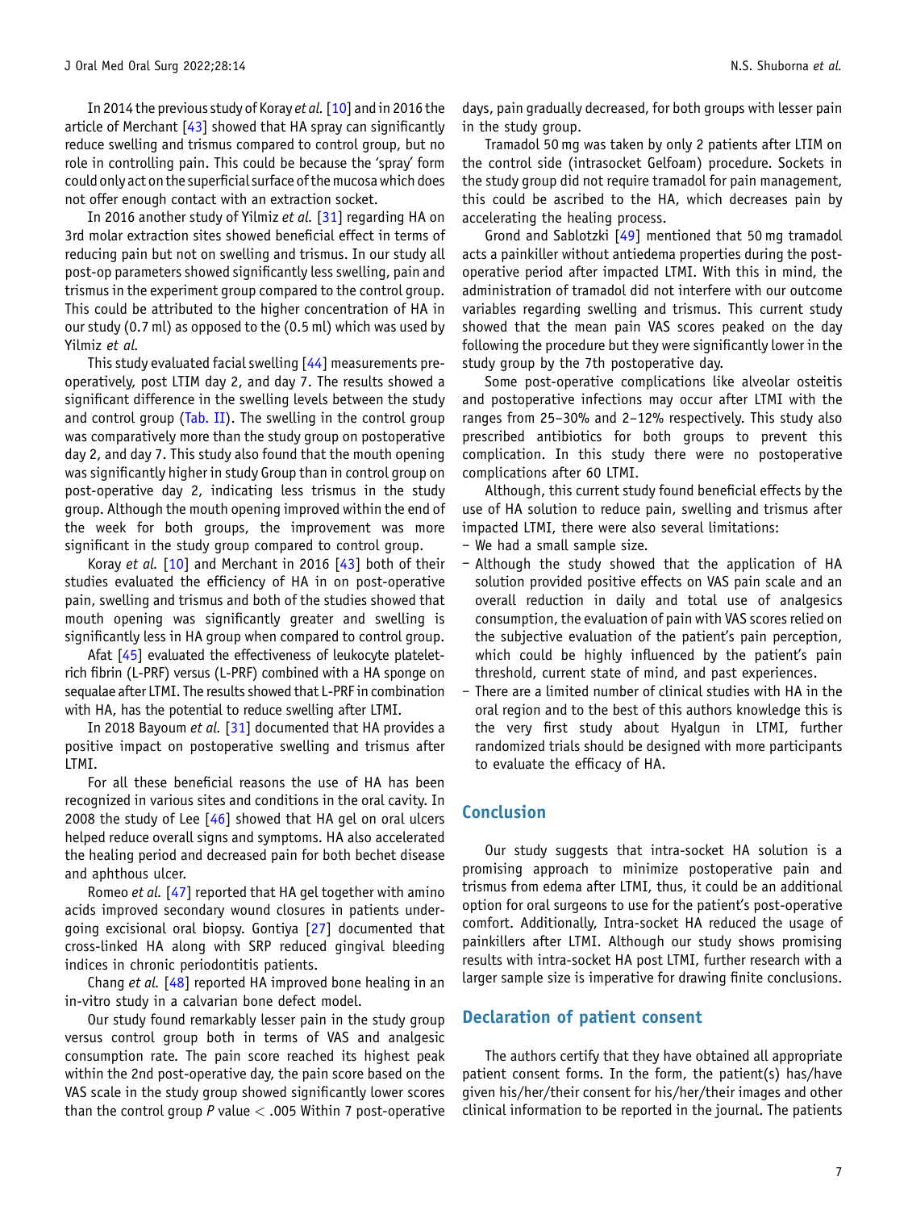In 2014 the previous study of Koray *et al.* [10] and in 2016 the article of Merchant [43] showed that HA spray can significantly reduce swelling and trismus compared to control group, but no role in controlling pain. This could be because the 'spray' form could only act on the superficial surface of the mucosa which does not offer enough contact with an extraction socket.

In 2016 another study of Yilmiz *et al.* [31] regarding HA on 3rd molar extraction sites showed beneficial effect in terms of reducing pain but not on swelling and trismus. In our study all post-op parameters showed significantly less swelling, pain and trismus in the experiment group compared to the control group. This could be attributed to the higher concentration of HA in our study (0.7 ml) as opposed to the (0.5 ml) which was used by Yilmiz *et al.*

This study evaluated facial swelling [44] measurements pre-operatively, post LTIM day 2, and day 7. The results showed a significant difference in the swelling levels between the study and control group (Tab. II). The swelling in the control group was comparatively more than the study group on postoperative day 2, and day 7. This study also found that the mouth opening was significantly higher in study Group than in control group on post-operative day 2, indicating less trismus in the study group. Although the mouth opening improved within the end of the week for both groups, the improvement was more significant in the study group compared to control group.

Koray *et al.* [10] and Merchant in 2016 [43] both of their studies evaluated the efficiency of HA in on post-operative pain, swelling and trismus and both of the studies showed that mouth opening was significantly greater and swelling is significantly less in HA group when compared to control group.

Afat [45] evaluated the effectiveness of leukocyte platelet-rich fibrin (L-PRF) versus (L-PRF) combined with a HA sponge on sequalae after LTMI. The results showed that L-PRF in combination with HA, has the potential to reduce swelling after LTMI.

In 2018 Bayoum *et al.* [31] documented that HA provides a positive impact on postoperative swelling and trismus after LTMI.

For all these beneficial reasons the use of HA has been recognized in various sites and conditions in the oral cavity. In 2008 the study of Lee [46] showed that HA gel on oral ulcers helped reduce overall signs and symptoms. HA also accelerated the healing period and decreased pain for both bechet disease and aphthous ulcer.

Romeo *et al.* [47] reported that HA gel together with amino acids improved secondary wound closures in patients undergoing excisional oral biopsy. Gontiya [27] documented that cross-linked HA along with SRP reduced gingival bleeding indices in chronic periodontitis patients.

Chang *et al.* [48] reported HA improved bone healing in an in-vitro study in a calvarian bone defect model.

Our study found remarkably lesser pain in the study group versus control group both in terms of VAS and analgesic consumption rate. The pain score reached its highest peak within the 2nd post-operative day, the pain score based on the VAS scale in the study group showed significantly lower scores than the control group $P$ value $< .005$ Within 7 post-operative days, pain gradually decreased, for both groups with lesser pain in the study group.

Tramadol 50 mg was taken by only 2 patients after LTIM on the control side (intrasocket Gelfoam) procedure. Sockets in the study group did not require tramadol for pain management, this could be ascribed to the HA, which decreases pain by accelerating the healing process.

Grond and Sablotzki [49] mentioned that 50 mg tramadol acts a painkiller without antiedema properties during the post-operative period after impacted LTMI. With this in mind, the administration of tramadol did not interfere with our outcome variables regarding swelling and trismus. This current study showed that the mean pain VAS scores peaked on the day following the procedure but they were significantly lower in the study group by the 7th postoperative day.

Some post-operative complications like alveolar osteitis and postoperative infections may occur after LTMI with the ranges from 25–30% and 2–12% respectively. This study also prescribed antibiotics for both groups to prevent this complication. In this study there were no postoperative complications after 60 LTMI.

Although, this current study found beneficial effects by the use of HA solution to reduce pain, swelling and trismus after impacted LTMI, there were also several limitations:

- We had a small sample size.
- Although the study showed that the application of HA solution provided positive effects on VAS pain scale and an overall reduction in daily and total use of analgesics consumption, the evaluation of pain with VAS scores relied on the subjective evaluation of the patient's pain perception, which could be highly influenced by the patient's pain threshold, current state of mind, and past experiences.
- There are a limited number of clinical studies with HA in the oral region and to the best of this authors knowledge this is the very first study about Hyalgun in LTMI, further randomized trials should be designed with more participants to evaluate the efficacy of HA.

## Conclusion

Our study suggests that intra-socket HA solution is a promising approach to minimize postoperative pain and trismus from edema after LTMI, thus, it could be an additional option for oral surgeons to use for the patient's post-operative comfort. Additionally, Intra-socket HA reduced the usage of painkillers after LTMI. Although our study shows promising results with intra-socket HA post LTMI, further research with a larger sample size is imperative for drawing finite conclusions.

## Declaration of patient consent

The authors certify that they have obtained all appropriate patient consent forms. In the form, the patient(s) has/have given his/her/their consent for his/her/their images and other clinical information to be reported in the journal. The patients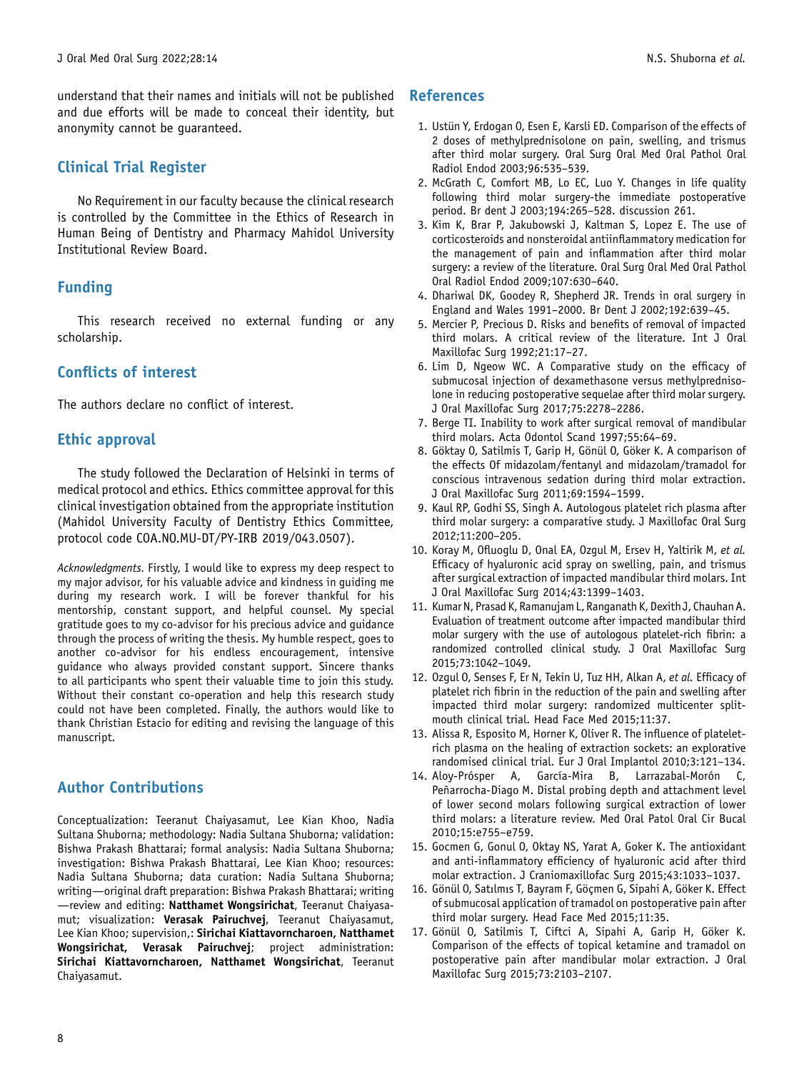understand that their names and initials will not be published and due efforts will be made to conceal their identity, but anonymity cannot be guaranteed.

## Clinical Trial Register

No Requirement in our faculty because the clinical research is controlled by the Committee in the Ethics of Research in Human Being of Dentistry and Pharmacy Mahidol University Institutional Review Board.

## Funding

This research received no external funding or any scholarship.

## Conflicts of interest

The authors declare no conflict of interest.

## Ethic approval

The study followed the Declaration of Helsinki in terms of medical protocol and ethics. Ethics committee approval for this clinical investigation obtained from the appropriate institution (Mahidol University Faculty of Dentistry Ethics Committee, protocol code COA.NO.MU-DT/PY-IRB 2019/043.0507).

*Acknowledgments.* Firstly, I would like to express my deep respect to my major advisor, for his valuable advice and kindness in guiding me during my research work. I will be forever thankful for his mentorship, constant support, and helpful counsel. My special gratitude goes to my co-advisor for his precious advice and guidance through the process of writing the thesis. My humble respect, goes to another co-advisor for his endless encouragement, intensive guidance who always provided constant support. Sincere thanks to all participants who spent their valuable time to join this study. Without their constant co-operation and help this research study could not have been completed. Finally, the authors would like to thank Christian Estacio for editing and revising the language of this manuscript.

## Author Contributions

Conceptualization: Teeranut Chaiyasamut, Lee Kian Khoo, Nadia Sultana Shuborna; methodology: Nadia Sultana Shuborna; validation: Bishwa Prakash Bhattarai; formal analysis: Nadia Sultana Shuborna; investigation: Bishwa Prakash Bhattarai, Lee Kian Khoo; resources: Nadia Sultana Shuborna; data curation: Nadia Sultana Shuborna; writing—original draft preparation: Bishwa Prakash Bhattarai; writing—review and editing: **Natthamet Wongsirichat**, Teeranut Chaiyasamut; visualization: **Verasak Pairuchvej**, Teeranut Chaiyasamut, Lee Kian Khoo; supervision,: **Sirichai Kiattavorncharoen, Natthamet Wongsirichat, Verasak Pairuchvej**; project administration: **Sirichai Kiattavorncharoen, Natthamet Wongsirichat**, Teeranut Chaiyasamut.

## References

1. Ustün Y, Erdogan O, Esen E, Karsli ED. Comparison of the effects of 2 doses of methylprednisolone on pain, swelling, and trismus after third molar surgery. Oral Surg Oral Med Oral Pathol Oral Radiol Endod 2003;96:535–539.
2. McGrath C, Comfort MB, Lo EC, Luo Y. Changes in life quality following third molar surgery-the immediate postoperative period. Br dent J 2003;194:265–528. discussion 261.
3. Kim K, Brar P, Jakubowski J, Kaltman S, Lopez E. The use of corticosteroids and nonsteroidal antiinflammatory medication for the management of pain and inflammation after third molar surgery: a review of the literature. Oral Surg Oral Med Oral Pathol Oral Radiol Endod 2009;107:630–640.
4. Dhariwal DK, Goodey R, Shepherd JR. Trends in oral surgery in England and Wales 1991–2000. Br Dent J 2002;192:639–45.
5. Mercier P, Precious D. Risks and benefits of removal of impacted third molars. A critical review of the literature. Int J Oral Maxillofac Surg 1992;21:17–27.
6. Lim D, Ngeow WC. A Comparative study on the efficacy of submucosal injection of dexamethasone versus methylprednisolone in reducing postoperative sequelae after third molar surgery. J Oral Maxillofac Surg 2017;75:2278–2286.
7. Berge TI. Inability to work after surgical removal of mandibular third molars. Acta Odontol Scand 1997;55:64–69.
8. Göktay O, Satilmis T, Garip H, Gönül O, Göker K. A comparison of the effects Of midazolam/fentanyl and midazolam/tramadol for conscious intravenous sedation during third molar extraction. J Oral Maxillofac Surg 2011;69:1594–1599.
9. Kaul RP, Godhi SS, Singh A. Autologous platelet rich plasma after third molar surgery: a comparative study. J Maxillofac Oral Surg 2012;11:200–205.
10. Koray M, Ofluoglu D, Onal EA, Ozgul M, Ersev H, Yaltirik M, *et al.* Efficacy of hyaluronic acid spray on swelling, pain, and trismus after surgical extraction of impacted mandibular third molars. Int J Oral Maxillofac Surg 2014;43:1399–1403.
11. Kumar N, Prasad K, Ramanujam L, Ranganath K, Dexith J, Chauhan A. Evaluation of treatment outcome after impacted mandibular third molar surgery with the use of autologous platelet-rich fibrin: a randomized controlled clinical study. J Oral Maxillofac Surg 2015;73:1042–1049.
12. Ozgul O, Senses F, Er N, Tekin U, Tuz HH, Alkan A, *et al.* Efficacy of platelet rich fibrin in the reduction of the pain and swelling after impacted third molar surgery: randomized multicenter split-mouth clinical trial. Head Face Med 2015;11:37.
13. Alissa R, Esposito M, Horner K, Oliver R. The influence of platelet-rich plasma on the healing of extraction sockets: an explorative randomised clinical trial. Eur J Oral Implantol 2010;3:121–134.
14. Aloy-Prósper A, García-Mira B, Larrazabal-Morón C, Peñarrocha-Diago M. Distal probing depth and attachment level of lower second molars following surgical extraction of lower third molars: a literature review. Med Oral Patol Oral Cir Bucal 2010;15:e755–e759.
15. Gocmen G, Gonul O, Oktay NS, Yarat A, Goker K. The antioxidant and anti-inflammatory efficiency of hyaluronic acid after third molar extraction. J Craniomaxillofac Surg 2015;43:1033–1037.
16. Gönül O, Satılmıs T, Bayram F, Göçmen G, Sipahi A, Göker K. Effect of submucosal application of tramadol on postoperative pain after third molar surgery. Head Face Med 2015;11:35.
17. Gönül O, Satilmis T, Ciftci A, Sipahi A, Garip H, Göker K. Comparison of the effects of topical ketamine and tramadol on postoperative pain after mandibular molar extraction. J Oral Maxillofac Surg 2015;73:2103–2107.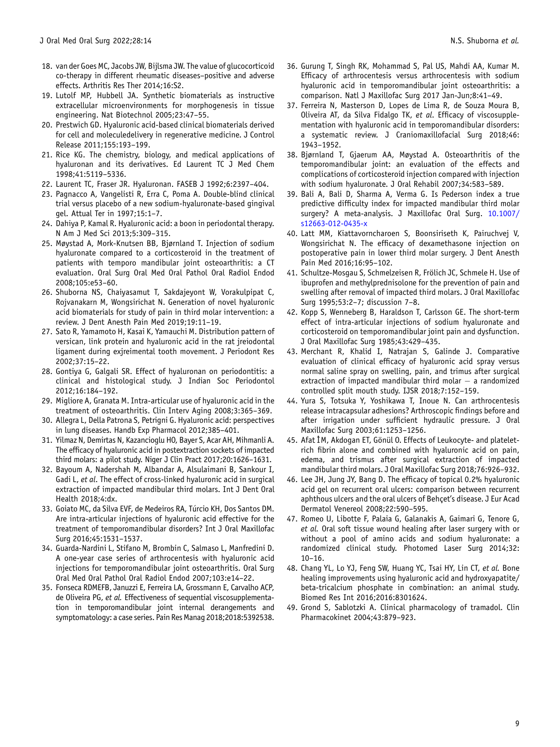18. van der Goes MC, Jacobs JW, Bijlsma JW. The value of glucocorticoid co-therapy in different rheumatic diseases–positive and adverse effects. Arthritis Res Ther 2014;16:S2.
19. Lutolf MP, Hubbell JA. Synthetic biomaterials as instructive extracellular microenvironments for morphogenesis in tissue engineering. Nat Biotechnol 2005;23:47–55.
20. Prestwich GD. Hyaluronic acid-based clinical biomaterials derived for cell and moleculedelivery in regenerative medicine. J Control Release 2011;155:193–199.
21. Rice KG. The chemistry, biology, and medical applications of hyaluronan and its derivatives. Ed Laurent TC J Med Chem 1998;41:5119–5336.
22. Laurent TC, Fraser JR. Hyaluronan. FASEB J 1992;6:2397–404.
23. Pagnacco A, Vangelisti R, Erra C, Poma A. Double-blind clinical trial versus placebo of a new sodium-hyaluronate-based gingival gel. Attual Ter in 1997;15:1–7.
24. Dahiya P, Kamal R. Hyaluronic acid: a boon in periodontal therapy. N Am J Med Sci 2013;5:309–315.
25. Møystad A, Mork-Knutsen BB, Bjørnland T. Injection of sodium hyaluronate compared to a corticosteroid in the treatment of patients with temporo mandibular joint osteoarthritis: a CT evaluation. Oral Surg Oral Med Oral Pathol Oral Radiol Endod 2008;105:e53–60.
26. Shuborna NS, Chaiyasamut T, Sakdajeyont W, Vorakulpipat C, Rojvanakarn M, Wongsirichat N. Generation of novel hyaluronic acid biomaterials for study of pain in third molar intervention: a review. J Dent Anesth Pain Med 2019;19:11–19.
27. Sato R, Yamamoto H, Kasai K, Yamauchi M. Distribution pattern of versican, link protein and hyaluronic acid in the rat jreiodontal ligament during exjreimental tooth movement. J Periodont Res 2002;37:15–22.
28. Gontiya G, Galgali SR. Effect of hyaluronan on periodontitis: a clinical and histological study. J Indian Soc Periodontol 2012;16:184–192.
29. Migliore A, Granata M. Intra-articular use of hyaluronic acid in the treatment of osteoarthritis. Clin Interv Aging 2008;3:365–369.
30. Allegra L, Della Patrona S, Petrigni G. Hyaluronic acid: perspectives in lung diseases. Handb Exp Pharmacol 2012;385–401.
31. Yilmaz N, Demirtas N, Kazancioglu HO, Bayer S, Acar AH, Mihmanli A. The efficacy of hyaluronic acid in postextraction sockets of impacted third molars: a pilot study. Niger J Clin Pract 2017;20:1626–1631.
32. Bayoum A, Nadershah M, Albandar A, Alsulaimani B, Sankour I, Gadi L, *et al*. The effect of cross-linked hyaluronic acid in surgical extraction of impacted mandibular third molars. Int J Dent Oral Health 2018;4:dx.
33. Goiato MC, da Silva EVF, de Medeiros RA, Túrcio KH, Dos Santos DM. Are intra-articular injections of hyaluronic acid effective for the treatment of temporomandibular disorders? Int J Oral Maxillofac Surg 2016;45:1531–1537.
34. Guarda-Nardini L, Stifano M, Brombin C, Salmaso L, Manfredini D. A one-year case series of arthrocentesis with hyaluronic acid injections for temporomandibular joint osteoarthritis. Oral Surg Oral Med Oral Pathol Oral Radiol Endod 2007;103:e14–22.
35. Fonseca RDMEFB, Januzzi E, Ferreira LA, Grossmann E, Carvalho ACP, de Oliveira PG, *et al.* Effectiveness of sequential viscosupplementation in temporomandibular joint internal derangements and symptomatology: a case series. Pain Res Manag 2018;2018:5392538.
36. Gurung T, Singh RK, Mohammad S, Pal US, Mahdi AA, Kumar M. Efficacy of arthrocentesis versus arthrocentesis with sodium hyaluronic acid in temporomandibular joint osteoarthritis: a comparison. Natl J Maxillofac Surg 2017 Jan-Jun;8:41–49.
37. Ferreira N, Masterson D, Lopes de Lima R, de Souza Moura B, Oliveira AT, da Silva Fidalgo TK, *et al.* Efficacy of viscosupplementation with hyaluronic acid in temporomandibular disorders: a systematic review. J Craniomaxillofacial Surg 2018;46: 1943–1952.
38. Bjørnland T, Gjaerum AA, Møystad A. Osteoarthritis of the temporomandibular joint: an evaluation of the effects and complications of corticosteroid injection compared with injection with sodium hyaluronate. J Oral Rehabil 2007;34:583–589.
39. Bali A, Bali D, Sharma A, Verma G. Is Pederson index a true predictive difficulty index for impacted mandibular third molar surgery? A meta-analysis. J Maxillofac Oral Surg. 10.1007/s12663-012-0435-x
40. Latt MM, Kiattavorncharoen S, Boonsiriseth K, Pairuchvej V, Wongsirichat N. The efficacy of dexamethasone injection on postoperative pain in lower third molar surgery. J Dent Anesth Pain Med 2016;16:95–102.
41. Schultze-Mosgau S, Schmelzeisen R, Frölich JC, Schmele H. Use of ibuprofen and methylprednisolone for the prevention of pain and swelling after removal of impacted third molars. J Oral Maxillofac Surg 1995;53:2–7; discussion 7–8.
42. Kopp S, Wenneberg B, Haraldson T, Carlsson GE. The short-term effect of intra-articular injections of sodium hyaluronate and corticosteroid on temporomandibular joint pain and dysfunction. J Oral Maxillofac Surg 1985;43:429–435.
43. Merchant R, Khalid I, Natrajan S, Galinde J. Comparative evaluation of clinical efficacy of hyaluronic acid spray versus normal saline spray on swelling, pain, and trimus after surgical extraction of impacted mandibular third molar – a randomized controlled split mouth study. IJSR 2018;7:152–159.
44. Yura S, Totsuka Y, Yoshikawa T, Inoue N. Can arthrocentesis release intracapsular adhesions? Arthroscopic findings before and after irrigation under sufficient hydraulic pressure. J Oral Maxillofac Surg 2003;61:1253–1256.
45. Afat İM, Akdogan ET, Gönül O. Effects of Leukocyte- and platelet-rich fibrin alone and combined with hyaluronic acid on pain, edema, and trismus after surgical extraction of impacted mandibular third molars. J Oral Maxillofac Surg 2018;76:926–932.
46. Lee JH, Jung JY, Bang D. The efficacy of topical 0.2% hyaluronic acid gel on recurrent oral ulcers: comparison between recurrent aphthous ulcers and the oral ulcers of Behçet's disease. J Eur Acad Dermatol Venereol 2008;22:590–595.
47. Romeo U, Libotte F, Palaia G, Galanakis A, Gaimari G, Tenore G, *et al.* Oral soft tissue wound healing after laser surgery with or without a pool of amino acids and sodium hyaluronate: a randomized clinical study. Photomed Laser Surg 2014;32: 10–16.
48. Chang YL, Lo YJ, Feng SW, Huang YC, Tsai HY, Lin CT, *et al.* Bone healing improvements using hyaluronic acid and hydroxyapatite/beta-tricalcium phosphate in combination: an animal study. Biomed Res Int 2016;2016:8301624.
49. Grond S, Sablotzki A. Clinical pharmacology of tramadol. Clin Pharmacokinet 2004;43:879–923.